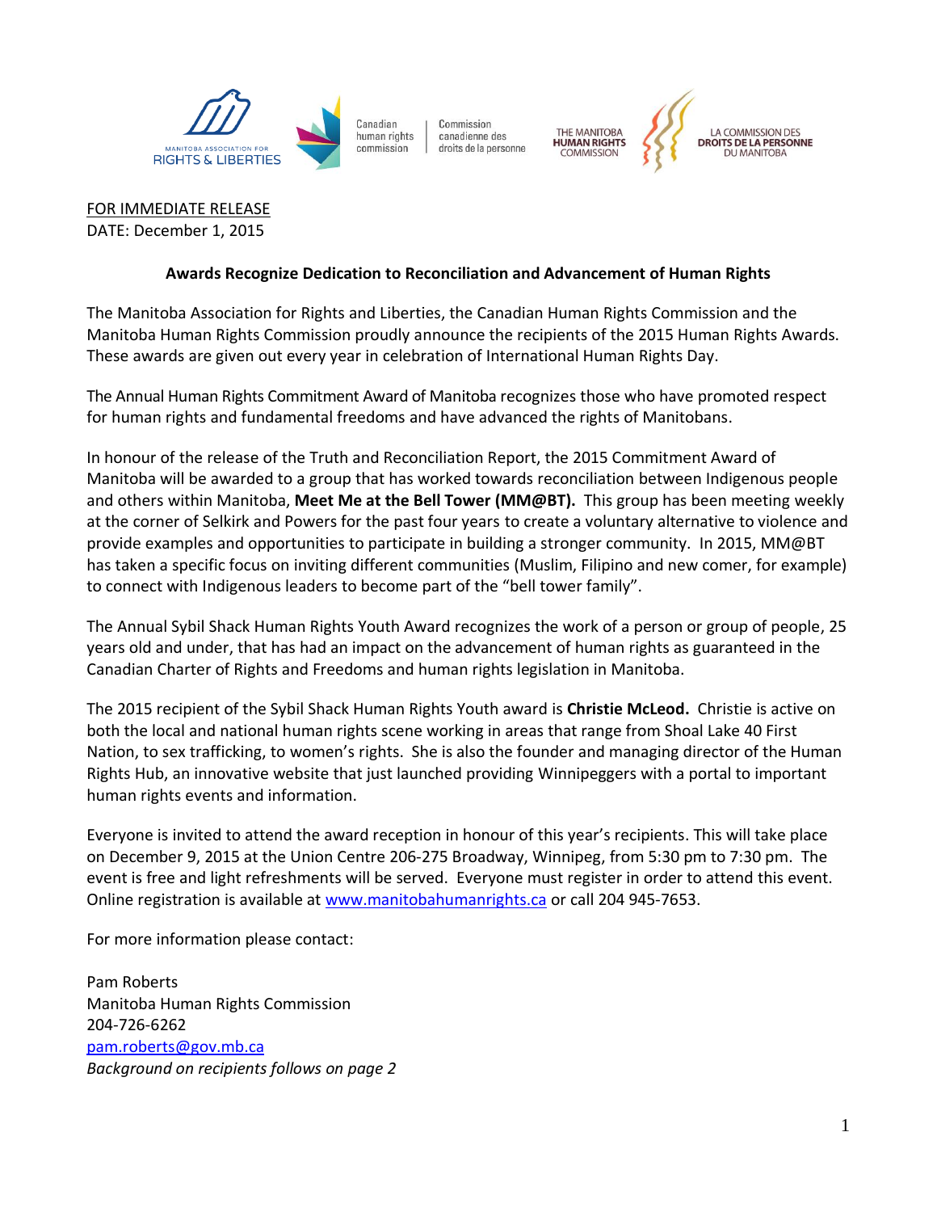MANITOBA ASSOCIATION FOR RIGHTS & LIBERTIES

Canadian human rights commission | Commission canadienne des droits de la personne

THE MANITOBA HUMAN RIGHTS COMMISSION | LA COMMISSION DES DROITS DE LA PERSONNE DU MANITOBA

FOR IMMEDIATE RELEASE
DATE: December 1, 2015

**Awards Recognize Dedication to Reconciliation and Advancement of Human Rights**

The Manitoba Association for Rights and Liberties, the Canadian Human Rights Commission and the Manitoba Human Rights Commission proudly announce the recipients of the 2015 Human Rights Awards. These awards are given out every year in celebration of International Human Rights Day.

The Annual Human Rights Commitment Award of Manitoba recognizes those who have promoted respect for human rights and fundamental freedoms and have advanced the rights of Manitobans.

In honour of the release of the Truth and Reconciliation Report, the 2015 Commitment Award of Manitoba will be awarded to a group that has worked towards reconciliation between Indigenous people and others within Manitoba, **Meet Me at the Bell Tower (MM@BT).** This group has been meeting weekly at the corner of Selkirk and Powers for the past four years to create a voluntary alternative to violence and provide examples and opportunities to participate in building a stronger community. In 2015, MM@BT has taken a specific focus on inviting different communities (Muslim, Filipino and new comer, for example) to connect with Indigenous leaders to become part of the "bell tower family".

The Annual Sybil Shack Human Rights Youth Award recognizes the work of a person or group of people, 25 years old and under, that has had an impact on the advancement of human rights as guaranteed in the Canadian Charter of Rights and Freedoms and human rights legislation in Manitoba.

The 2015 recipient of the Sybil Shack Human Rights Youth award is **Christie McLeod.** Christie is active on both the local and national human rights scene working in areas that range from Shoal Lake 40 First Nation, to sex trafficking, to women's rights. She is also the founder and managing director of the Human Rights Hub, an innovative website that just launched providing Winnipeggers with a portal to important human rights events and information.

Everyone is invited to attend the award reception in honour of this year's recipients. This will take place on December 9, 2015 at the Union Centre 206-275 Broadway, Winnipeg, from 5:30 pm to 7:30 pm. The event is free and light refreshments will be served. Everyone must register in order to attend this event. Online registration is available at www.manitobahumanrights.ca or call 204 945-7653.

For more information please contact:

Pam Roberts
Manitoba Human Rights Commission
204-726-6262
pam.roberts@gov.mb.ca
*Background on recipients follows on page 2*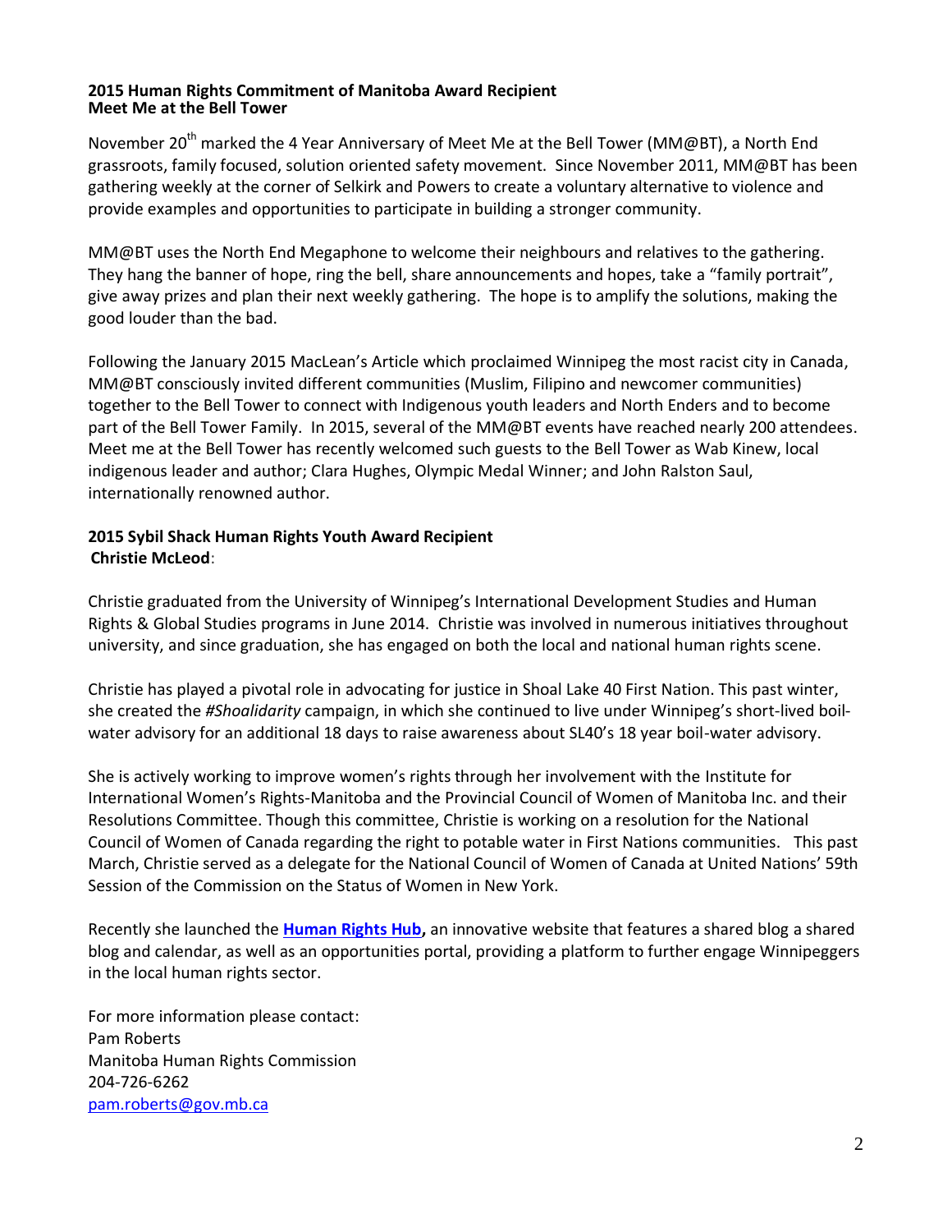**2015 Human Rights Commitment of Manitoba Award Recipient**
**Meet Me at the Bell Tower**

November 20th marked the 4 Year Anniversary of Meet Me at the Bell Tower (MM@BT), a North End grassroots, family focused, solution oriented safety movement. Since November 2011, MM@BT has been gathering weekly at the corner of Selkirk and Powers to create a voluntary alternative to violence and provide examples and opportunities to participate in building a stronger community.

MM@BT uses the North End Megaphone to welcome their neighbours and relatives to the gathering. They hang the banner of hope, ring the bell, share announcements and hopes, take a "family portrait", give away prizes and plan their next weekly gathering. The hope is to amplify the solutions, making the good louder than the bad.

Following the January 2015 MacLean's Article which proclaimed Winnipeg the most racist city in Canada, MM@BT consciously invited different communities (Muslim, Filipino and newcomer communities) together to the Bell Tower to connect with Indigenous youth leaders and North Enders and to become part of the Bell Tower Family. In 2015, several of the MM@BT events have reached nearly 200 attendees. Meet me at the Bell Tower has recently welcomed such guests to the Bell Tower as Wab Kinew, local indigenous leader and author; Clara Hughes, Olympic Medal Winner; and John Ralston Saul, internationally renowned author.

**2015 Sybil Shack Human Rights Youth Award Recipient**
**Christie McLeod**:

Christie graduated from the University of Winnipeg's International Development Studies and Human Rights & Global Studies programs in June 2014. Christie was involved in numerous initiatives throughout university, and since graduation, she has engaged on both the local and national human rights scene.

Christie has played a pivotal role in advocating for justice in Shoal Lake 40 First Nation. This past winter, she created the *#Shoalidarity* campaign, in which she continued to live under Winnipeg's short-lived boil-water advisory for an additional 18 days to raise awareness about SL40's 18 year boil-water advisory.

She is actively working to improve women's rights through her involvement with the Institute for International Women's Rights-Manitoba and the Provincial Council of Women of Manitoba Inc. and their Resolutions Committee. Though this committee, Christie is working on a resolution for the National Council of Women of Canada regarding the right to potable water in First Nations communities. This past March, Christie served as a delegate for the National Council of Women of Canada at United Nations' 59th Session of the Commission on the Status of Women in New York.

Recently she launched the **Human Rights Hub,** an innovative website that features a shared blog a shared blog and calendar, as well as an opportunities portal, providing a platform to further engage Winnipeggers in the local human rights sector.

For more information please contact:
Pam Roberts
Manitoba Human Rights Commission
204-726-6262
pam.roberts@gov.mb.ca